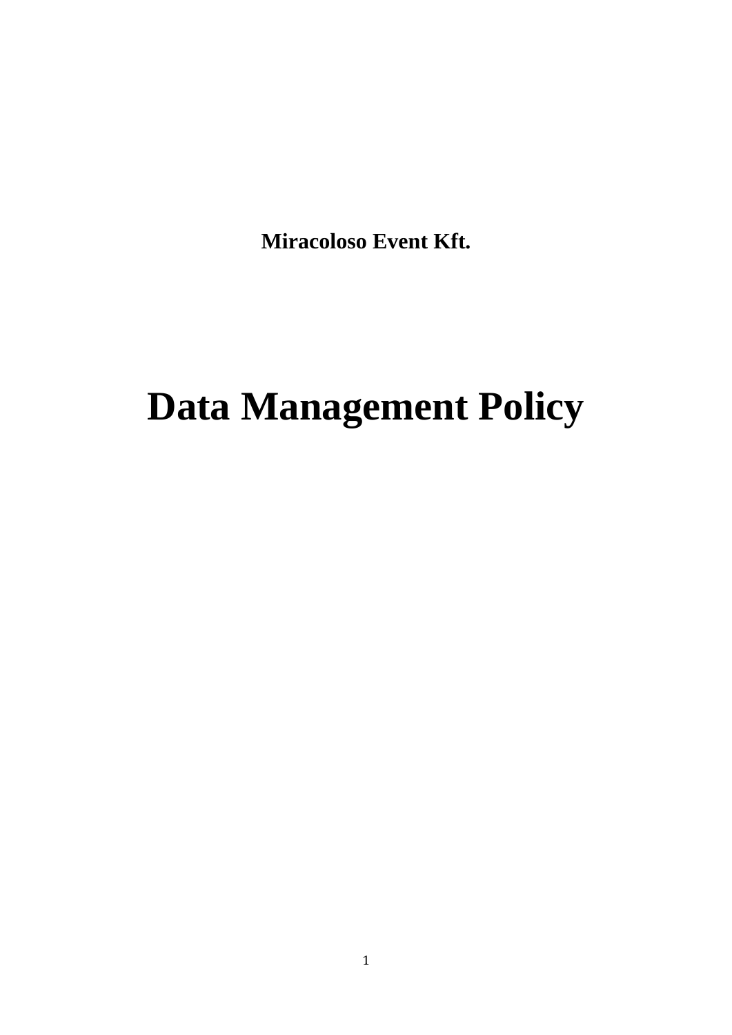**Miracoloso Event Kft.**

# Data Management Policy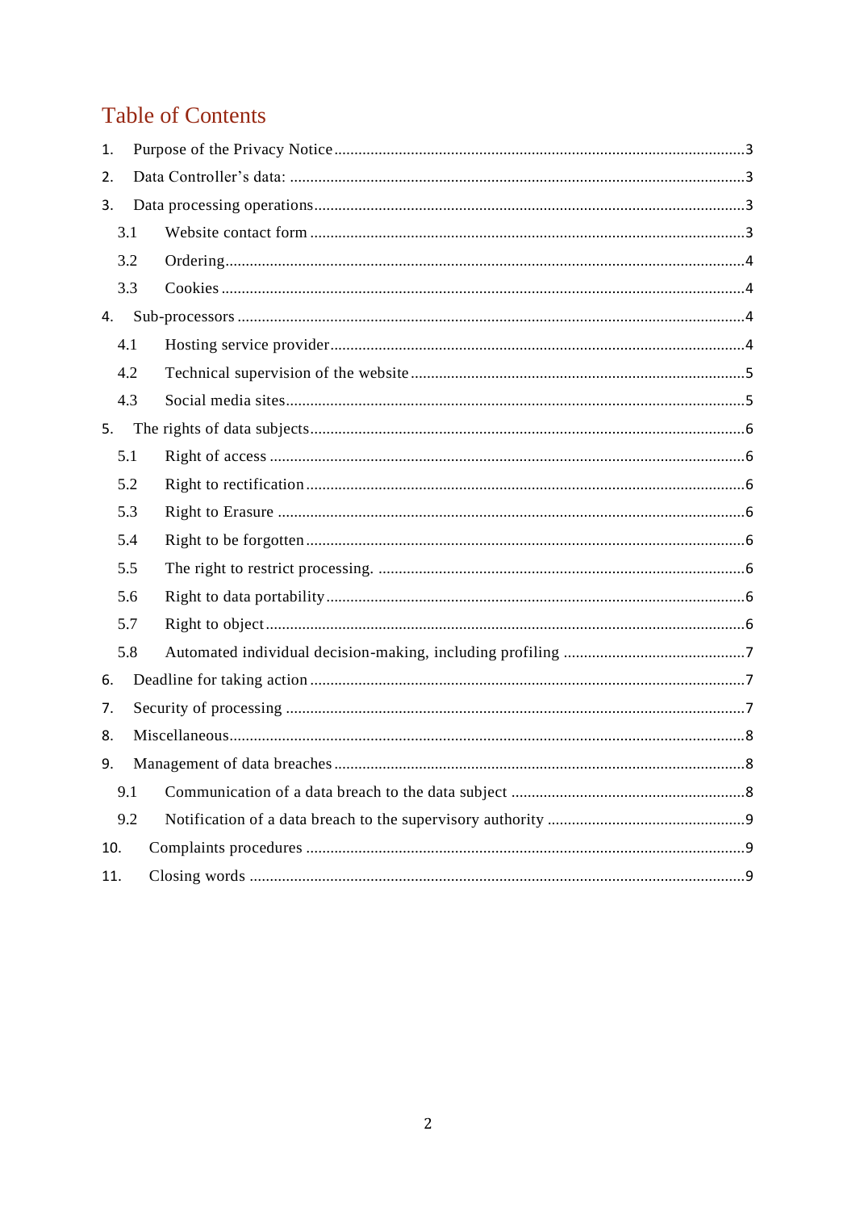# Table of Contents

1. Purpose of the Privacy Notice ....................................................................................................3
2. Data Controller's data: ...............................................................................................................3
3. Data processing operations.........................................................................................................3
   - 3.1 Website contact form ..........................................................................................................3
   - 3.2 Ordering...............................................................................................................................4
   - 3.3 Cookies ................................................................................................................................4
4. Sub-processors ............................................................................................................................4
   - 4.1 Hosting service provider......................................................................................................4
   - 4.2 Technical supervision of the website ..................................................................................5
   - 4.3 Social media sites.................................................................................................................5
5. The rights of data subjects..........................................................................................................6
   - 5.1 Right of access .....................................................................................................................6
   - 5.2 Right to rectification............................................................................................................6
   - 5.3 Right to Erasure ..................................................................................................................6
   - 5.4 Right to be forgotten............................................................................................................6
   - 5.5 The right to restrict processing. ..........................................................................................6
   - 5.6 Right to data portability.......................................................................................................6
   - 5.7 Right to object.....................................................................................................................6
   - 5.8 Automated individual decision-making, including profiling .............................................7
6. Deadline for taking action ..........................................................................................................7
7. Security of processing ................................................................................................................7
8. Miscellaneous..............................................................................................................................8
9. Management of data breaches.....................................................................................................8
   - 9.1 Communication of a data breach to the data subject ..........................................................8
   - 9.2 Notification of a data breach to the supervisory authority .................................................9
10. Complaints procedures ...........................................................................................................9
11. Closing words .........................................................................................................................9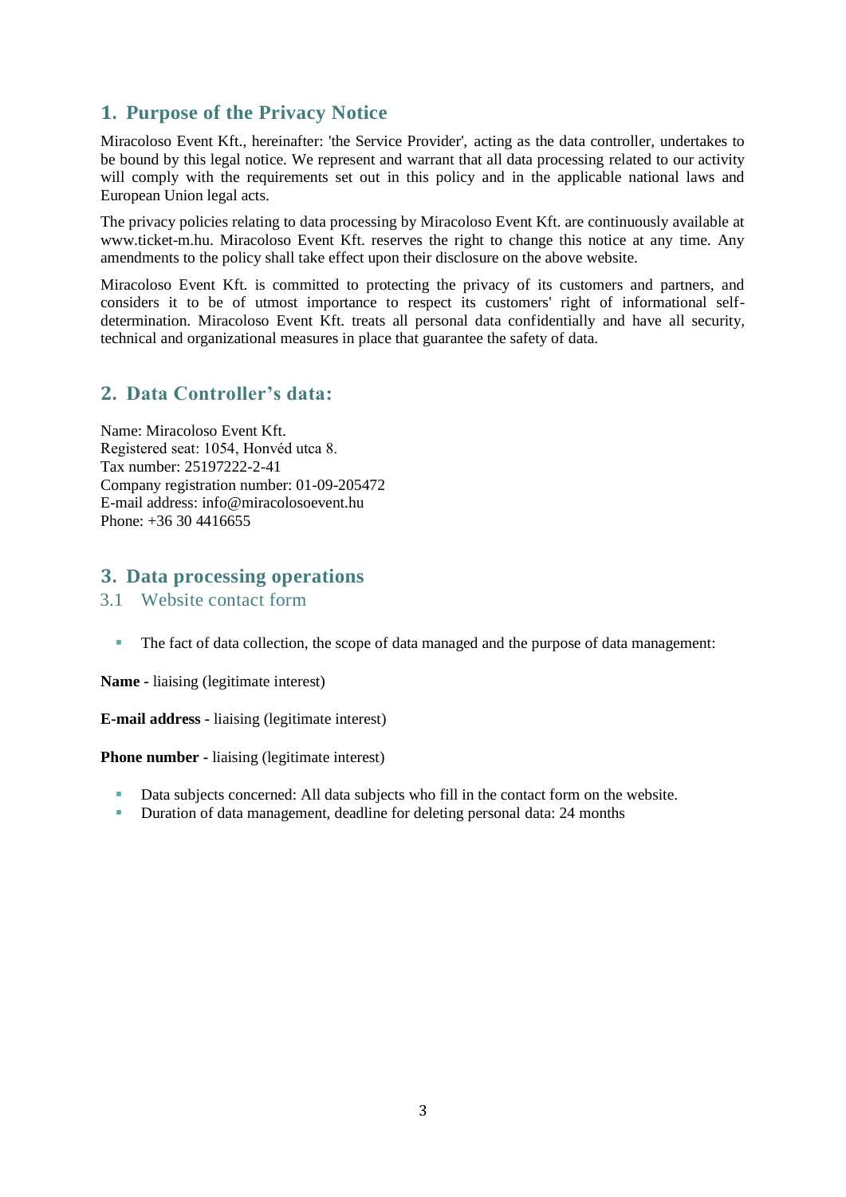## 1. Purpose of the Privacy Notice

Miracoloso Event Kft., hereinafter: 'the Service Provider', acting as the data controller, undertakes to be bound by this legal notice. We represent and warrant that all data processing related to our activity will comply with the requirements set out in this policy and in the applicable national laws and European Union legal acts.

The privacy policies relating to data processing by Miracoloso Event Kft. are continuously available at www.ticket-m.hu. Miracoloso Event Kft. reserves the right to change this notice at any time. Any amendments to the policy shall take effect upon their disclosure on the above website.

Miracoloso Event Kft. is committed to protecting the privacy of its customers and partners, and considers it to be of utmost importance to respect its customers' right of informational self-determination. Miracoloso Event Kft. treats all personal data confidentially and have all security, technical and organizational measures in place that guarantee the safety of data.

## 2. Data Controller's data:

Name: Miracoloso Event Kft.
Registered seat: 1054, Honvéd utca 8.
Tax number: 25197222-2-41
Company registration number: 01-09-205472
E-mail address: info@miracolosoevent.hu
Phone: +36 30 4416655

## 3. Data processing operations

### 3.1 Website contact form

- The fact of data collection, the scope of data managed and the purpose of data management:

**Name** - liaising (legitimate interest)

**E-mail address** - liaising (legitimate interest)

**Phone number** - liaising (legitimate interest)

- Data subjects concerned: All data subjects who fill in the contact form on the website.
- Duration of data management, deadline for deleting personal data: 24 months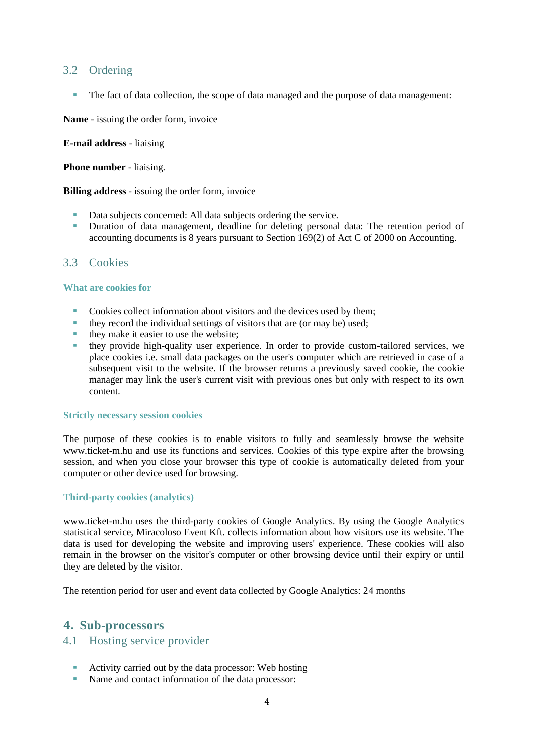## 3.2 Ordering

- The fact of data collection, the scope of data managed and the purpose of data management:

**Name** - issuing the order form, invoice

**E-mail address** - liaising

**Phone number** - liaising.

**Billing address** - issuing the order form, invoice

- Data subjects concerned: All data subjects ordering the service.
- Duration of data management, deadline for deleting personal data: The retention period of accounting documents is 8 years pursuant to Section 169(2) of Act C of 2000 on Accounting.

## 3.3 Cookies

#### What are cookies for

- Cookies collect information about visitors and the devices used by them;
- they record the individual settings of visitors that are (or may be) used;
- they make it easier to use the website;
- they provide high-quality user experience. In order to provide custom-tailored services, we place cookies i.e. small data packages on the user's computer which are retrieved in case of a subsequent visit to the website. If the browser returns a previously saved cookie, the cookie manager may link the user's current visit with previous ones but only with respect to its own content.

#### Strictly necessary session cookies

The purpose of these cookies is to enable visitors to fully and seamlessly browse the website www.ticket-m.hu and use its functions and services. Cookies of this type expire after the browsing session, and when you close your browser this type of cookie is automatically deleted from your computer or other device used for browsing.

#### Third-party cookies (analytics)

www.ticket-m.hu uses the third-party cookies of Google Analytics. By using the Google Analytics statistical service, Miracoloso Event Kft. collects information about how visitors use its website. The data is used for developing the website and improving users' experience. These cookies will also remain in the browser on the visitor's computer or other browsing device until their expiry or until they are deleted by the visitor.

The retention period for user and event data collected by Google Analytics: 24 months

# 4. Sub-processors

## 4.1 Hosting service provider

- Activity carried out by the data processor: Web hosting
- Name and contact information of the data processor: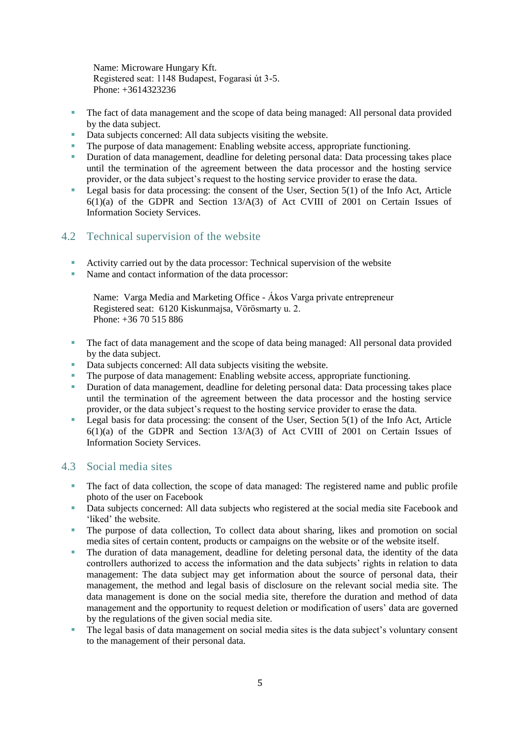Name: Microware Hungary Kft.
Registered seat: 1148 Budapest, Fogarasi út 3-5.
Phone: +3614323236

- The fact of data management and the scope of data being managed: All personal data provided by the data subject.
- Data subjects concerned: All data subjects visiting the website.
- The purpose of data management: Enabling website access, appropriate functioning.
- Duration of data management, deadline for deleting personal data: Data processing takes place until the termination of the agreement between the data processor and the hosting service provider, or the data subject's request to the hosting service provider to erase the data.
- Legal basis for data processing: the consent of the User, Section 5(1) of the Info Act, Article 6(1)(a) of the GDPR and Section 13/A(3) of Act CVIII of 2001 on Certain Issues of Information Society Services.

## 4.2 Technical supervision of the website

- Activity carried out by the data processor: Technical supervision of the website
- Name and contact information of the data processor:

Name: Varga Media and Marketing Office - Ákos Varga private entrepreneur
Registered seat: 6120 Kiskunmajsa, Vörösmarty u. 2.
Phone: +36 70 515 886

- The fact of data management and the scope of data being managed: All personal data provided by the data subject.
- Data subjects concerned: All data subjects visiting the website.
- The purpose of data management: Enabling website access, appropriate functioning.
- Duration of data management, deadline for deleting personal data: Data processing takes place until the termination of the agreement between the data processor and the hosting service provider, or the data subject's request to the hosting service provider to erase the data.
- Legal basis for data processing: the consent of the User, Section 5(1) of the Info Act, Article 6(1)(a) of the GDPR and Section 13/A(3) of Act CVIII of 2001 on Certain Issues of Information Society Services.

## 4.3 Social media sites

- The fact of data collection, the scope of data managed: The registered name and public profile photo of the user on Facebook
- Data subjects concerned: All data subjects who registered at the social media site Facebook and 'liked' the website.
- The purpose of data collection, To collect data about sharing, likes and promotion on social media sites of certain content, products or campaigns on the website or of the website itself.
- The duration of data management, deadline for deleting personal data, the identity of the data controllers authorized to access the information and the data subjects' rights in relation to data management: The data subject may get information about the source of personal data, their management, the method and legal basis of disclosure on the relevant social media site. The data management is done on the social media site, therefore the duration and method of data management and the opportunity to request deletion or modification of users' data are governed by the regulations of the given social media site.
- The legal basis of data management on social media sites is the data subject's voluntary consent to the management of their personal data.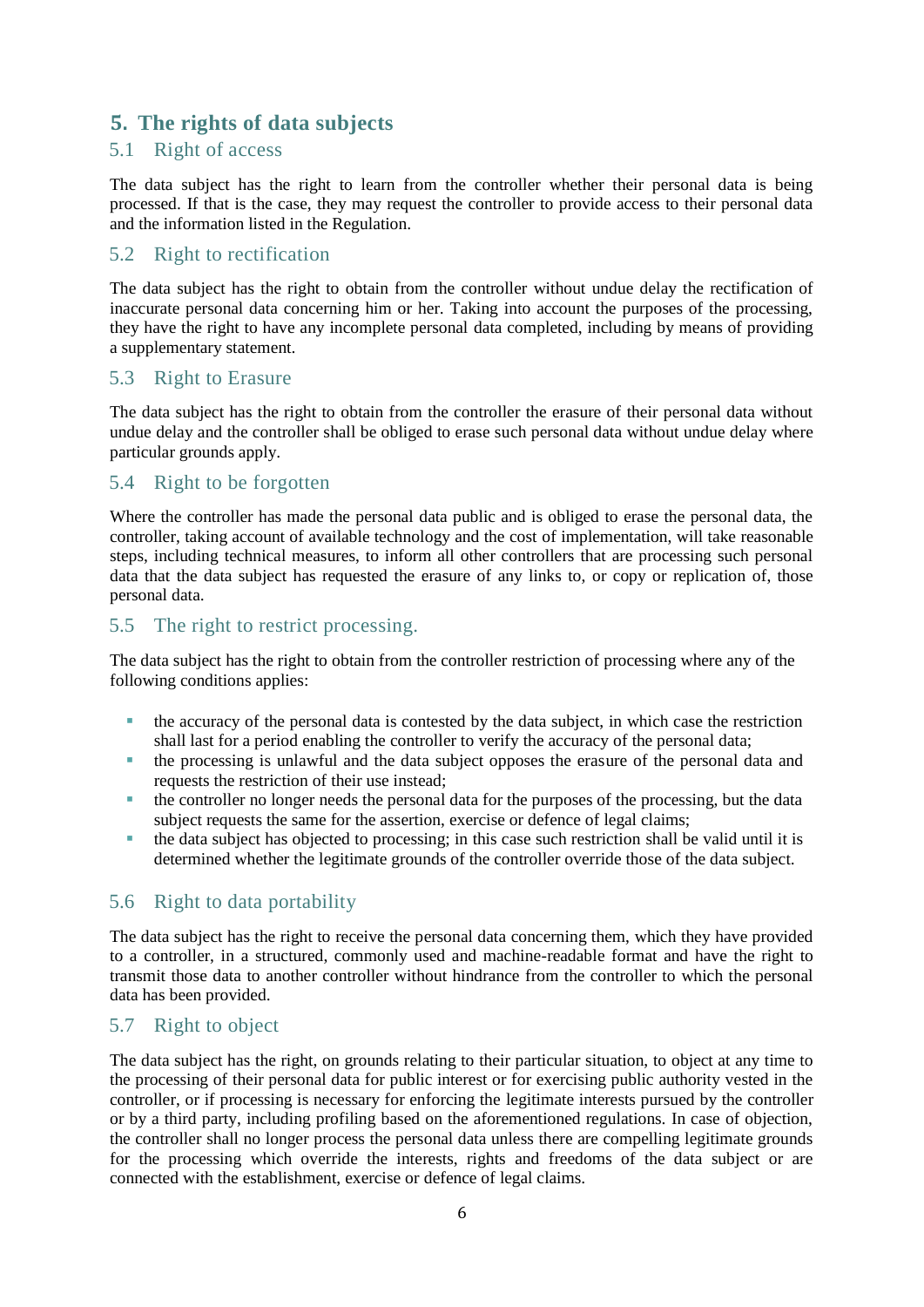## 5. The rights of data subjects

### 5.1 Right of access

The data subject has the right to learn from the controller whether their personal data is being processed. If that is the case, they may request the controller to provide access to their personal data and the information listed in the Regulation.

### 5.2 Right to rectification

The data subject has the right to obtain from the controller without undue delay the rectification of inaccurate personal data concerning him or her. Taking into account the purposes of the processing, they have the right to have any incomplete personal data completed, including by means of providing a supplementary statement.

### 5.3 Right to Erasure

The data subject has the right to obtain from the controller the erasure of their personal data without undue delay and the controller shall be obliged to erase such personal data without undue delay where particular grounds apply.

### 5.4 Right to be forgotten

Where the controller has made the personal data public and is obliged to erase the personal data, the controller, taking account of available technology and the cost of implementation, will take reasonable steps, including technical measures, to inform all other controllers that are processing such personal data that the data subject has requested the erasure of any links to, or copy or replication of, those personal data.

### 5.5 The right to restrict processing.

The data subject has the right to obtain from the controller restriction of processing where any of the following conditions applies:

- the accuracy of the personal data is contested by the data subject, in which case the restriction shall last for a period enabling the controller to verify the accuracy of the personal data;
- the processing is unlawful and the data subject opposes the erasure of the personal data and requests the restriction of their use instead;
- the controller no longer needs the personal data for the purposes of the processing, but the data subject requests the same for the assertion, exercise or defence of legal claims;
- the data subject has objected to processing; in this case such restriction shall be valid until it is determined whether the legitimate grounds of the controller override those of the data subject.

### 5.6 Right to data portability

The data subject has the right to receive the personal data concerning them, which they have provided to a controller, in a structured, commonly used and machine-readable format and have the right to transmit those data to another controller without hindrance from the controller to which the personal data has been provided.

### 5.7 Right to object

The data subject has the right, on grounds relating to their particular situation, to object at any time to the processing of their personal data for public interest or for exercising public authority vested in the controller, or if processing is necessary for enforcing the legitimate interests pursued by the controller or by a third party, including profiling based on the aforementioned regulations. In case of objection, the controller shall no longer process the personal data unless there are compelling legitimate grounds for the processing which override the interests, rights and freedoms of the data subject or are connected with the establishment, exercise or defence of legal claims.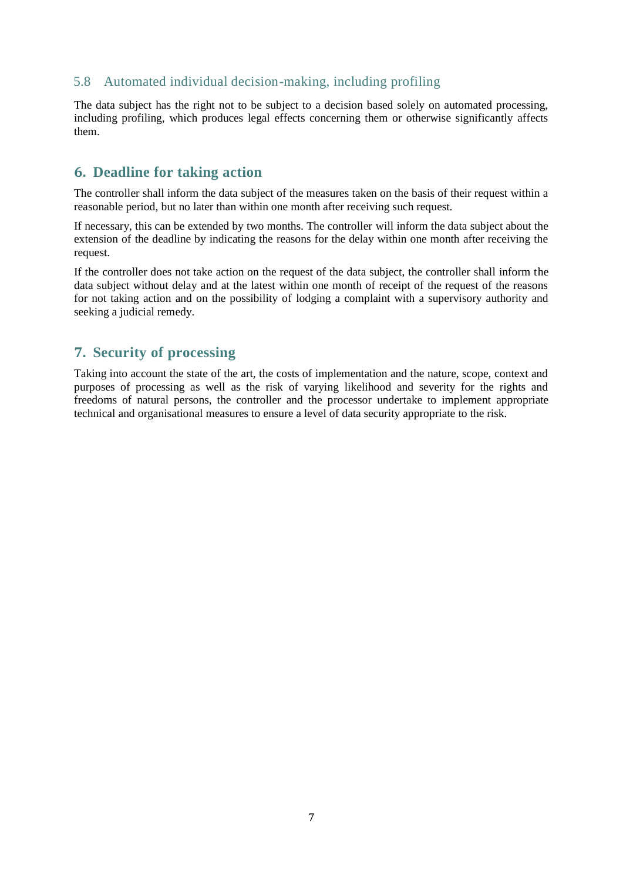### 5.8 Automated individual decision-making, including profiling

The data subject has the right not to be subject to a decision based solely on automated processing, including profiling, which produces legal effects concerning them or otherwise significantly affects them.

## 6. Deadline for taking action

The controller shall inform the data subject of the measures taken on the basis of their request within a reasonable period, but no later than within one month after receiving such request.

If necessary, this can be extended by two months. The controller will inform the data subject about the extension of the deadline by indicating the reasons for the delay within one month after receiving the request.

If the controller does not take action on the request of the data subject, the controller shall inform the data subject without delay and at the latest within one month of receipt of the request of the reasons for not taking action and on the possibility of lodging a complaint with a supervisory authority and seeking a judicial remedy.

## 7. Security of processing

Taking into account the state of the art, the costs of implementation and the nature, scope, context and purposes of processing as well as the risk of varying likelihood and severity for the rights and freedoms of natural persons, the controller and the processor undertake to implement appropriate technical and organisational measures to ensure a level of data security appropriate to the risk.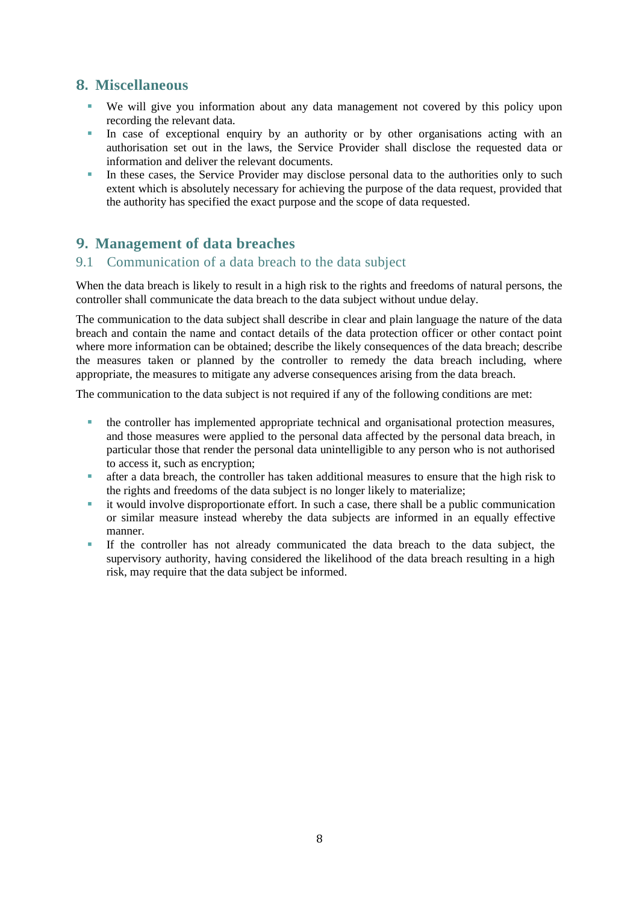## 8. Miscellaneous

- We will give you information about any data management not covered by this policy upon recording the relevant data.
- In case of exceptional enquiry by an authority or by other organisations acting with an authorisation set out in the laws, the Service Provider shall disclose the requested data or information and deliver the relevant documents.
- In these cases, the Service Provider may disclose personal data to the authorities only to such extent which is absolutely necessary for achieving the purpose of the data request, provided that the authority has specified the exact purpose and the scope of data requested.

## 9. Management of data breaches

### 9.1 Communication of a data breach to the data subject

When the data breach is likely to result in a high risk to the rights and freedoms of natural persons, the controller shall communicate the data breach to the data subject without undue delay.

The communication to the data subject shall describe in clear and plain language the nature of the data breach and contain the name and contact details of the data protection officer or other contact point where more information can be obtained; describe the likely consequences of the data breach; describe the measures taken or planned by the controller to remedy the data breach including, where appropriate, the measures to mitigate any adverse consequences arising from the data breach.

The communication to the data subject is not required if any of the following conditions are met:

- the controller has implemented appropriate technical and organisational protection measures, and those measures were applied to the personal data affected by the personal data breach, in particular those that render the personal data unintelligible to any person who is not authorised to access it, such as encryption;
- after a data breach, the controller has taken additional measures to ensure that the high risk to the rights and freedoms of the data subject is no longer likely to materialize;
- it would involve disproportionate effort. In such a case, there shall be a public communication or similar measure instead whereby the data subjects are informed in an equally effective manner.
- If the controller has not already communicated the data breach to the data subject, the supervisory authority, having considered the likelihood of the data breach resulting in a high risk, may require that the data subject be informed.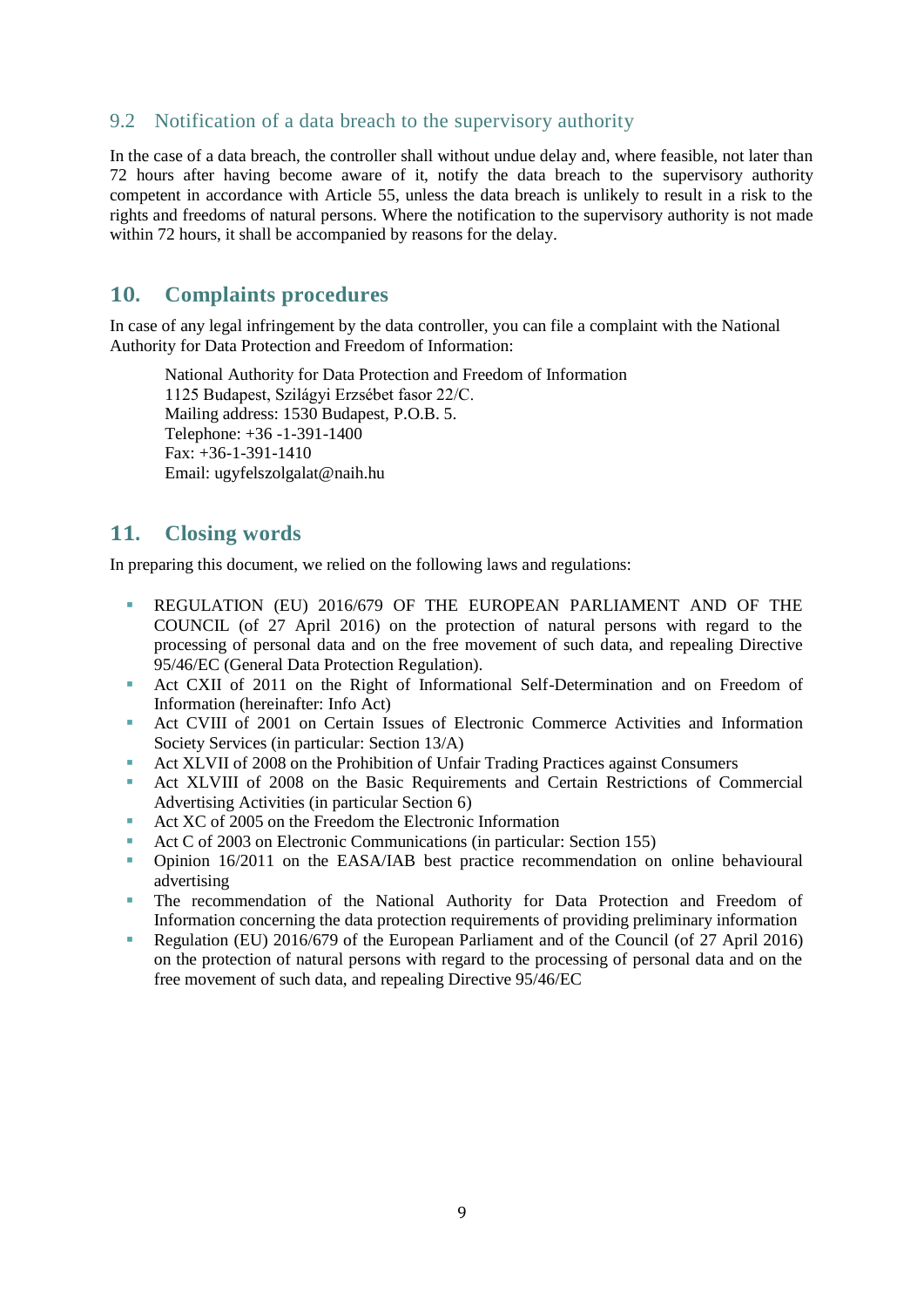### 9.2 Notification of a data breach to the supervisory authority

In the case of a data breach, the controller shall without undue delay and, where feasible, not later than 72 hours after having become aware of it, notify the data breach to the supervisory authority competent in accordance with Article 55, unless the data breach is unlikely to result in a risk to the rights and freedoms of natural persons. Where the notification to the supervisory authority is not made within 72 hours, it shall be accompanied by reasons for the delay.

## 10. Complaints procedures

In case of any legal infringement by the data controller, you can file a complaint with the National Authority for Data Protection and Freedom of Information:

> National Authority for Data Protection and Freedom of Information
> 1125 Budapest, Szilágyi Erzsébet fasor 22/C.
> Mailing address: 1530 Budapest, P.O.B. 5.
> Telephone: +36 -1-391-1400
> Fax: +36-1-391-1410
> Email: ugyfelszolgalat@naih.hu

## 11. Closing words

In preparing this document, we relied on the following laws and regulations:

- REGULATION (EU) 2016/679 OF THE EUROPEAN PARLIAMENT AND OF THE COUNCIL (of 27 April 2016) on the protection of natural persons with regard to the processing of personal data and on the free movement of such data, and repealing Directive 95/46/EC (General Data Protection Regulation).
- Act CXII of 2011 on the Right of Informational Self-Determination and on Freedom of Information (hereinafter: Info Act)
- Act CVIII of 2001 on Certain Issues of Electronic Commerce Activities and Information Society Services (in particular: Section 13/A)
- Act XLVII of 2008 on the Prohibition of Unfair Trading Practices against Consumers
- Act XLVIII of 2008 on the Basic Requirements and Certain Restrictions of Commercial Advertising Activities (in particular Section 6)
- Act XC of 2005 on the Freedom the Electronic Information
- Act C of 2003 on Electronic Communications (in particular: Section 155)
- Opinion 16/2011 on the EASA/IAB best practice recommendation on online behavioural advertising
- The recommendation of the National Authority for Data Protection and Freedom of Information concerning the data protection requirements of providing preliminary information
- Regulation (EU) 2016/679 of the European Parliament and of the Council (of 27 April 2016) on the protection of natural persons with regard to the processing of personal data and on the free movement of such data, and repealing Directive 95/46/EC